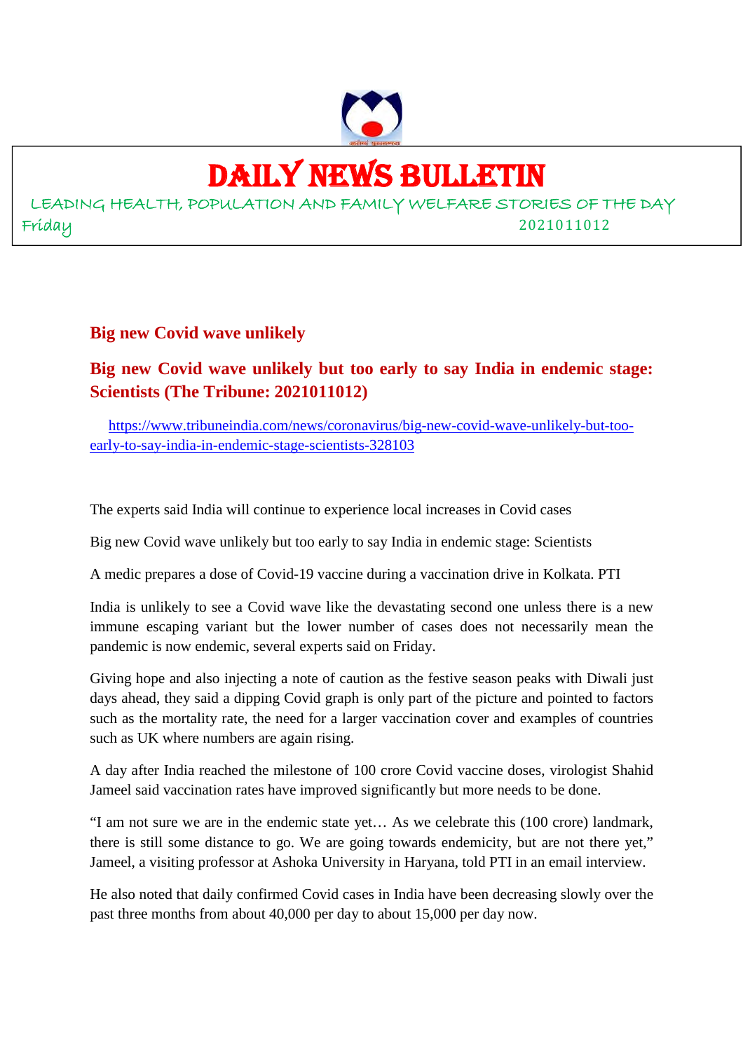# DAILY NEWS BULLETIN

LEADING HEALTH, POPULATION AND FAMILY WELFARE STORIES OF THE DAY

Friday 2021011012

## Big new Covid wave unlikely

## Big new Covid wave unlikely but too early to say India in endemic stage: Scientists (The Tribune: 2021011012)

https://www.tribuneindia.com/news/coronavirus/big-new-covid-wave-unlikely-but-too-early-to-say-india-in-endemic-stage-scientists-328103

The experts said India will continue to experience local increases in Covid cases

Big new Covid wave unlikely but too early to say India in endemic stage: Scientists

A medic prepares a dose of Covid-19 vaccine during a vaccination drive in Kolkata. PTI

India is unlikely to see a Covid wave like the devastating second one unless there is a new immune escaping variant but the lower number of cases does not necessarily mean the pandemic is now endemic, several experts said on Friday.

Giving hope and also injecting a note of caution as the festive season peaks with Diwali just days ahead, they said a dipping Covid graph is only part of the picture and pointed to factors such as the mortality rate, the need for a larger vaccination cover and examples of countries such as UK where numbers are again rising.

A day after India reached the milestone of 100 crore Covid vaccine doses, virologist Shahid Jameel said vaccination rates have improved significantly but more needs to be done.

"I am not sure we are in the endemic state yet… As we celebrate this (100 crore) landmark, there is still some distance to go. We are going towards endemicity, but are not there yet," Jameel, a visiting professor at Ashoka University in Haryana, told PTI in an email interview.

He also noted that daily confirmed Covid cases in India have been decreasing slowly over the past three months from about 40,000 per day to about 15,000 per day now.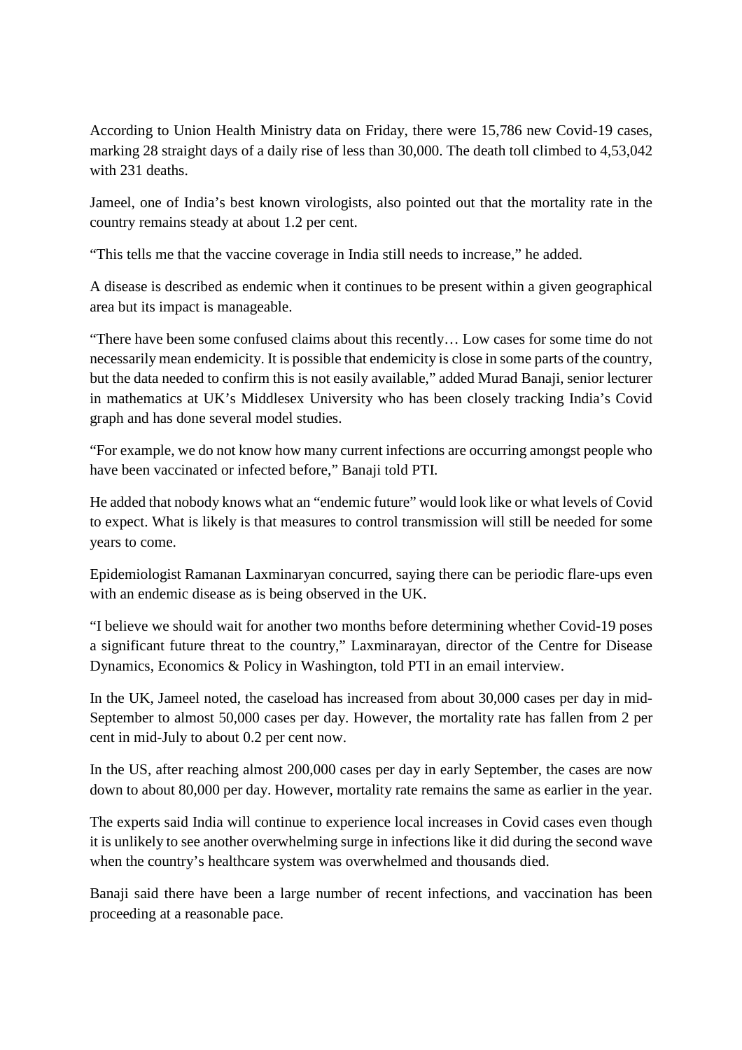According to Union Health Ministry data on Friday, there were 15,786 new Covid-19 cases, marking 28 straight days of a daily rise of less than 30,000. The death toll climbed to 4,53,042 with 231 deaths.

Jameel, one of India's best known virologists, also pointed out that the mortality rate in the country remains steady at about 1.2 per cent.

"This tells me that the vaccine coverage in India still needs to increase," he added.

A disease is described as endemic when it continues to be present within a given geographical area but its impact is manageable.

"There have been some confused claims about this recently… Low cases for some time do not necessarily mean endemicity. It is possible that endemicity is close in some parts of the country, but the data needed to confirm this is not easily available," added Murad Banaji, senior lecturer in mathematics at UK's Middlesex University who has been closely tracking India's Covid graph and has done several model studies.

"For example, we do not know how many current infections are occurring amongst people who have been vaccinated or infected before," Banaji told PTI.

He added that nobody knows what an "endemic future" would look like or what levels of Covid to expect. What is likely is that measures to control transmission will still be needed for some years to come.

Epidemiologist Ramanan Laxminaryan concurred, saying there can be periodic flare-ups even with an endemic disease as is being observed in the UK.

"I believe we should wait for another two months before determining whether Covid-19 poses a significant future threat to the country," Laxminarayan, director of the Centre for Disease Dynamics, Economics & Policy in Washington, told PTI in an email interview.

In the UK, Jameel noted, the caseload has increased from about 30,000 cases per day in mid-September to almost 50,000 cases per day. However, the mortality rate has fallen from 2 per cent in mid-July to about 0.2 per cent now.

In the US, after reaching almost 200,000 cases per day in early September, the cases are now down to about 80,000 per day. However, mortality rate remains the same as earlier in the year.

The experts said India will continue to experience local increases in Covid cases even though it is unlikely to see another overwhelming surge in infections like it did during the second wave when the country's healthcare system was overwhelmed and thousands died.

Banaji said there have been a large number of recent infections, and vaccination has been proceeding at a reasonable pace.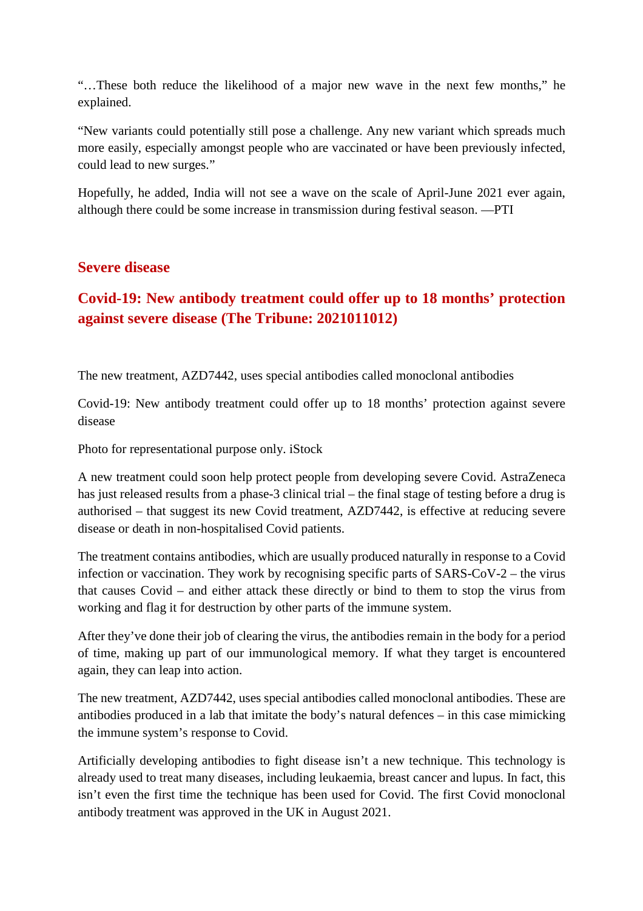"…These both reduce the likelihood of a major new wave in the next few months," he explained.

"New variants could potentially still pose a challenge. Any new variant which spreads much more easily, especially amongst people who are vaccinated or have been previously infected, could lead to new surges."

Hopefully, he added, India will not see a wave on the scale of April-June 2021 ever again, although there could be some increase in transmission during festival season. —PTI

## Severe disease

## Covid-19: New antibody treatment could offer up to 18 months' protection against severe disease (The Tribune: 2021011012)

The new treatment, AZD7442, uses special antibodies called monoclonal antibodies

Covid-19: New antibody treatment could offer up to 18 months' protection against severe disease

Photo for representational purpose only. iStock

A new treatment could soon help protect people from developing severe Covid. AstraZeneca has just released results from a phase-3 clinical trial – the final stage of testing before a drug is authorised – that suggest its new Covid treatment, AZD7442, is effective at reducing severe disease or death in non-hospitalised Covid patients.

The treatment contains antibodies, which are usually produced naturally in response to a Covid infection or vaccination. They work by recognising specific parts of SARS-CoV-2 – the virus that causes Covid – and either attack these directly or bind to them to stop the virus from working and flag it for destruction by other parts of the immune system.

After they've done their job of clearing the virus, the antibodies remain in the body for a period of time, making up part of our immunological memory. If what they target is encountered again, they can leap into action.

The new treatment, AZD7442, uses special antibodies called monoclonal antibodies. These are antibodies produced in a lab that imitate the body's natural defences – in this case mimicking the immune system's response to Covid.

Artificially developing antibodies to fight disease isn't a new technique. This technology is already used to treat many diseases, including leukaemia, breast cancer and lupus. In fact, this isn't even the first time the technique has been used for Covid. The first Covid monoclonal antibody treatment was approved in the UK in August 2021.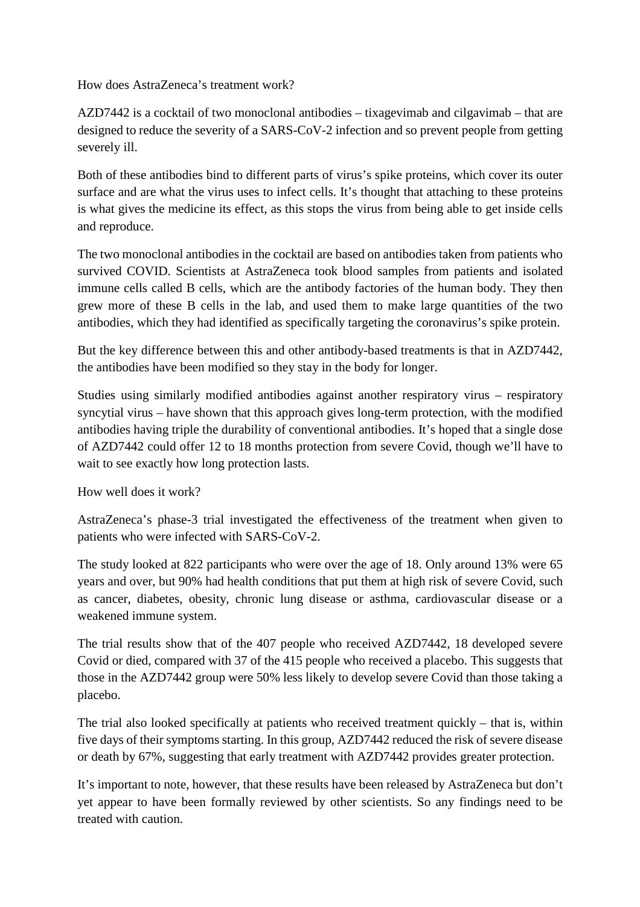## How does AstraZeneca's treatment work?

AZD7442 is a cocktail of two monoclonal antibodies – tixagevimab and cilgavimab – that are designed to reduce the severity of a SARS-CoV-2 infection and so prevent people from getting severely ill.

Both of these antibodies bind to different parts of virus's spike proteins, which cover its outer surface and are what the virus uses to infect cells. It's thought that attaching to these proteins is what gives the medicine its effect, as this stops the virus from being able to get inside cells and reproduce.

The two monoclonal antibodies in the cocktail are based on antibodies taken from patients who survived COVID. Scientists at AstraZeneca took blood samples from patients and isolated immune cells called B cells, which are the antibody factories of the human body. They then grew more of these B cells in the lab, and used them to make large quantities of the two antibodies, which they had identified as specifically targeting the coronavirus's spike protein.

But the key difference between this and other antibody-based treatments is that in AZD7442, the antibodies have been modified so they stay in the body for longer.

Studies using similarly modified antibodies against another respiratory virus – respiratory syncytial virus – have shown that this approach gives long-term protection, with the modified antibodies having triple the durability of conventional antibodies. It's hoped that a single dose of AZD7442 could offer 12 to 18 months protection from severe Covid, though we'll have to wait to see exactly how long protection lasts.

## How well does it work?

AstraZeneca's phase-3 trial investigated the effectiveness of the treatment when given to patients who were infected with SARS-CoV-2.

The study looked at 822 participants who were over the age of 18. Only around 13% were 65 years and over, but 90% had health conditions that put them at high risk of severe Covid, such as cancer, diabetes, obesity, chronic lung disease or asthma, cardiovascular disease or a weakened immune system.

The trial results show that of the 407 people who received AZD7442, 18 developed severe Covid or died, compared with 37 of the 415 people who received a placebo. This suggests that those in the AZD7442 group were 50% less likely to develop severe Covid than those taking a placebo.

The trial also looked specifically at patients who received treatment quickly – that is, within five days of their symptoms starting. In this group, AZD7442 reduced the risk of severe disease or death by 67%, suggesting that early treatment with AZD7442 provides greater protection.

It's important to note, however, that these results have been released by AstraZeneca but don't yet appear to have been formally reviewed by other scientists. So any findings need to be treated with caution.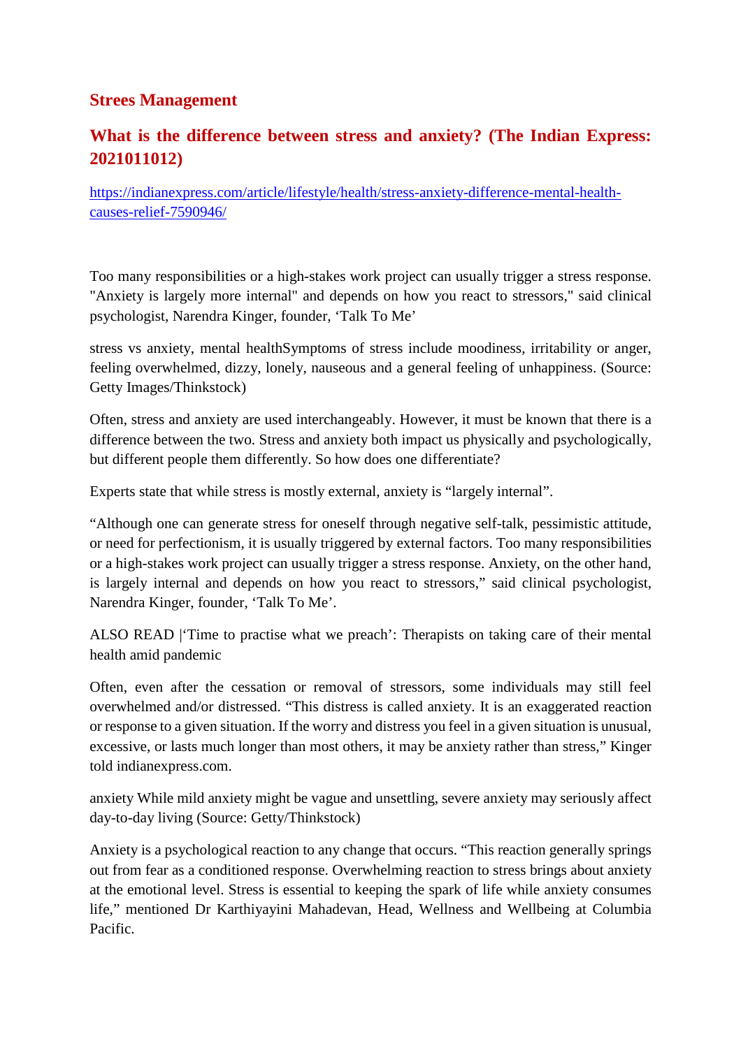## Strees Management

### What is the difference between stress and anxiety? (The Indian Express: 2021011012)

https://indianexpress.com/article/lifestyle/health/stress-anxiety-difference-mental-health-causes-relief-7590946/

Too many responsibilities or a high-stakes work project can usually trigger a stress response. "Anxiety is largely more internal" and depends on how you react to stressors," said clinical psychologist, Narendra Kinger, founder, 'Talk To Me'

stress vs anxiety, mental healthSymptoms of stress include moodiness, irritability or anger, feeling overwhelmed, dizzy, lonely, nauseous and a general feeling of unhappiness. (Source: Getty Images/Thinkstock)

Often, stress and anxiety are used interchangeably. However, it must be known that there is a difference between the two. Stress and anxiety both impact us physically and psychologically, but different people them differently. So how does one differentiate?

Experts state that while stress is mostly external, anxiety is "largely internal".

"Although one can generate stress for oneself through negative self-talk, pessimistic attitude, or need for perfectionism, it is usually triggered by external factors. Too many responsibilities or a high-stakes work project can usually trigger a stress response. Anxiety, on the other hand, is largely internal and depends on how you react to stressors," said clinical psychologist, Narendra Kinger, founder, 'Talk To Me'.

ALSO READ |'Time to practise what we preach': Therapists on taking care of their mental health amid pandemic

Often, even after the cessation or removal of stressors, some individuals may still feel overwhelmed and/or distressed. "This distress is called anxiety. It is an exaggerated reaction or response to a given situation. If the worry and distress you feel in a given situation is unusual, excessive, or lasts much longer than most others, it may be anxiety rather than stress," Kinger told indianexpress.com.

anxiety While mild anxiety might be vague and unsettling, severe anxiety may seriously affect day-to-day living (Source: Getty/Thinkstock)

Anxiety is a psychological reaction to any change that occurs. "This reaction generally springs out from fear as a conditioned response. Overwhelming reaction to stress brings about anxiety at the emotional level. Stress is essential to keeping the spark of life while anxiety consumes life," mentioned Dr Karthiyayini Mahadevan, Head, Wellness and Wellbeing at Columbia Pacific.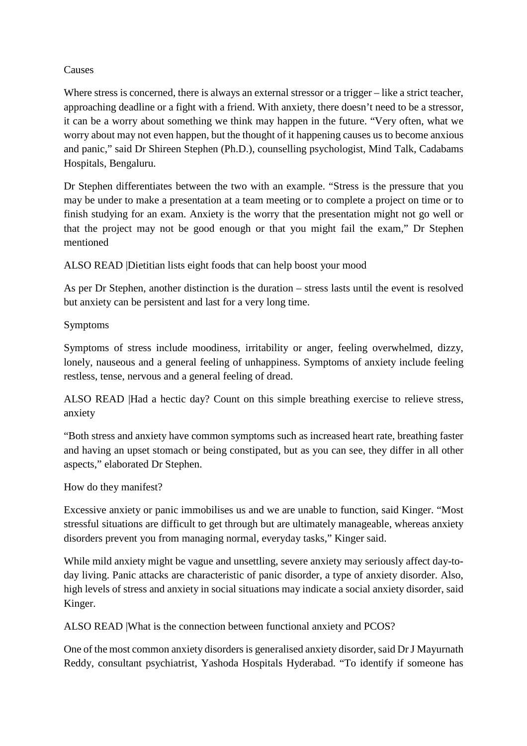## Causes

Where stress is concerned, there is always an external stressor or a trigger – like a strict teacher, approaching deadline or a fight with a friend. With anxiety, there doesn't need to be a stressor, it can be a worry about something we think may happen in the future. "Very often, what we worry about may not even happen, but the thought of it happening causes us to become anxious and panic," said Dr Shireen Stephen (Ph.D.), counselling psychologist, Mind Talk, Cadabams Hospitals, Bengaluru.

Dr Stephen differentiates between the two with an example. "Stress is the pressure that you may be under to make a presentation at a team meeting or to complete a project on time or to finish studying for an exam. Anxiety is the worry that the presentation might not go well or that the project may not be good enough or that you might fail the exam," Dr Stephen mentioned

ALSO READ |Dietitian lists eight foods that can help boost your mood

As per Dr Stephen, another distinction is the duration – stress lasts until the event is resolved but anxiety can be persistent and last for a very long time.

## Symptoms

Symptoms of stress include moodiness, irritability or anger, feeling overwhelmed, dizzy, lonely, nauseous and a general feeling of unhappiness. Symptoms of anxiety include feeling restless, tense, nervous and a general feeling of dread.

ALSO READ |Had a hectic day? Count on this simple breathing exercise to relieve stress, anxiety

"Both stress and anxiety have common symptoms such as increased heart rate, breathing faster and having an upset stomach or being constipated, but as you can see, they differ in all other aspects," elaborated Dr Stephen.

## How do they manifest?

Excessive anxiety or panic immobilises us and we are unable to function, said Kinger. "Most stressful situations are difficult to get through but are ultimately manageable, whereas anxiety disorders prevent you from managing normal, everyday tasks," Kinger said.

While mild anxiety might be vague and unsettling, severe anxiety may seriously affect day-to-day living. Panic attacks are characteristic of panic disorder, a type of anxiety disorder. Also, high levels of stress and anxiety in social situations may indicate a social anxiety disorder, said Kinger.

ALSO READ |What is the connection between functional anxiety and PCOS?

One of the most common anxiety disorders is generalised anxiety disorder, said Dr J Mayurnath Reddy, consultant psychiatrist, Yashoda Hospitals Hyderabad. "To identify if someone has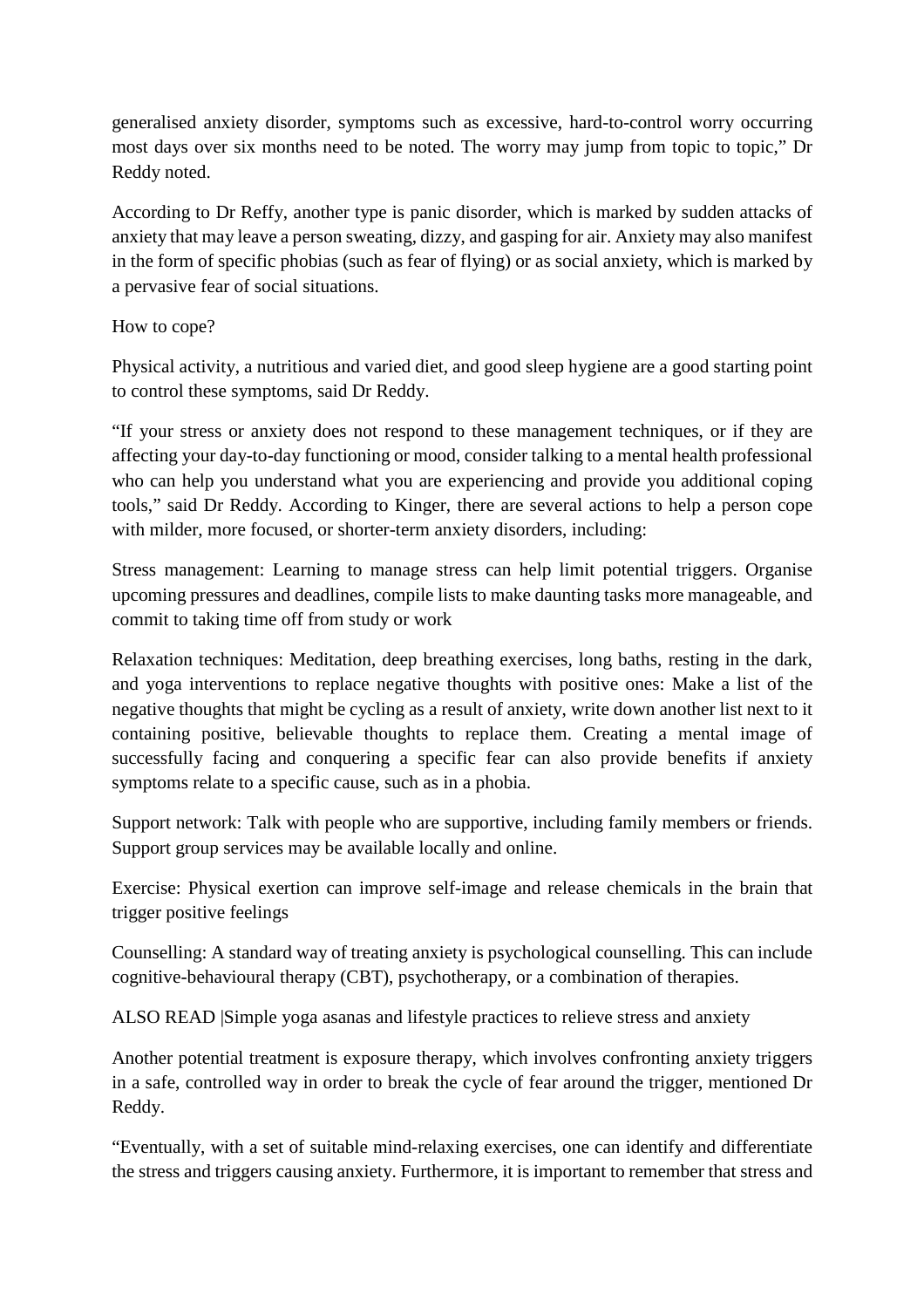generalised anxiety disorder, symptoms such as excessive, hard-to-control worry occurring most days over six months need to be noted. The worry may jump from topic to topic," Dr Reddy noted.

According to Dr Reffy, another type is panic disorder, which is marked by sudden attacks of anxiety that may leave a person sweating, dizzy, and gasping for air. Anxiety may also manifest in the form of specific phobias (such as fear of flying) or as social anxiety, which is marked by a pervasive fear of social situations.

How to cope?

Physical activity, a nutritious and varied diet, and good sleep hygiene are a good starting point to control these symptoms, said Dr Reddy.

"If your stress or anxiety does not respond to these management techniques, or if they are affecting your day-to-day functioning or mood, consider talking to a mental health professional who can help you understand what you are experiencing and provide you additional coping tools," said Dr Reddy. According to Kinger, there are several actions to help a person cope with milder, more focused, or shorter-term anxiety disorders, including:

Stress management: Learning to manage stress can help limit potential triggers. Organise upcoming pressures and deadlines, compile lists to make daunting tasks more manageable, and commit to taking time off from study or work

Relaxation techniques: Meditation, deep breathing exercises, long baths, resting in the dark, and yoga interventions to replace negative thoughts with positive ones: Make a list of the negative thoughts that might be cycling as a result of anxiety, write down another list next to it containing positive, believable thoughts to replace them. Creating a mental image of successfully facing and conquering a specific fear can also provide benefits if anxiety symptoms relate to a specific cause, such as in a phobia.

Support network: Talk with people who are supportive, including family members or friends. Support group services may be available locally and online.

Exercise: Physical exertion can improve self-image and release chemicals in the brain that trigger positive feelings

Counselling: A standard way of treating anxiety is psychological counselling. This can include cognitive-behavioural therapy (CBT), psychotherapy, or a combination of therapies.

ALSO READ |Simple yoga asanas and lifestyle practices to relieve stress and anxiety

Another potential treatment is exposure therapy, which involves confronting anxiety triggers in a safe, controlled way in order to break the cycle of fear around the trigger, mentioned Dr Reddy.

"Eventually, with a set of suitable mind-relaxing exercises, one can identify and differentiate the stress and triggers causing anxiety. Furthermore, it is important to remember that stress and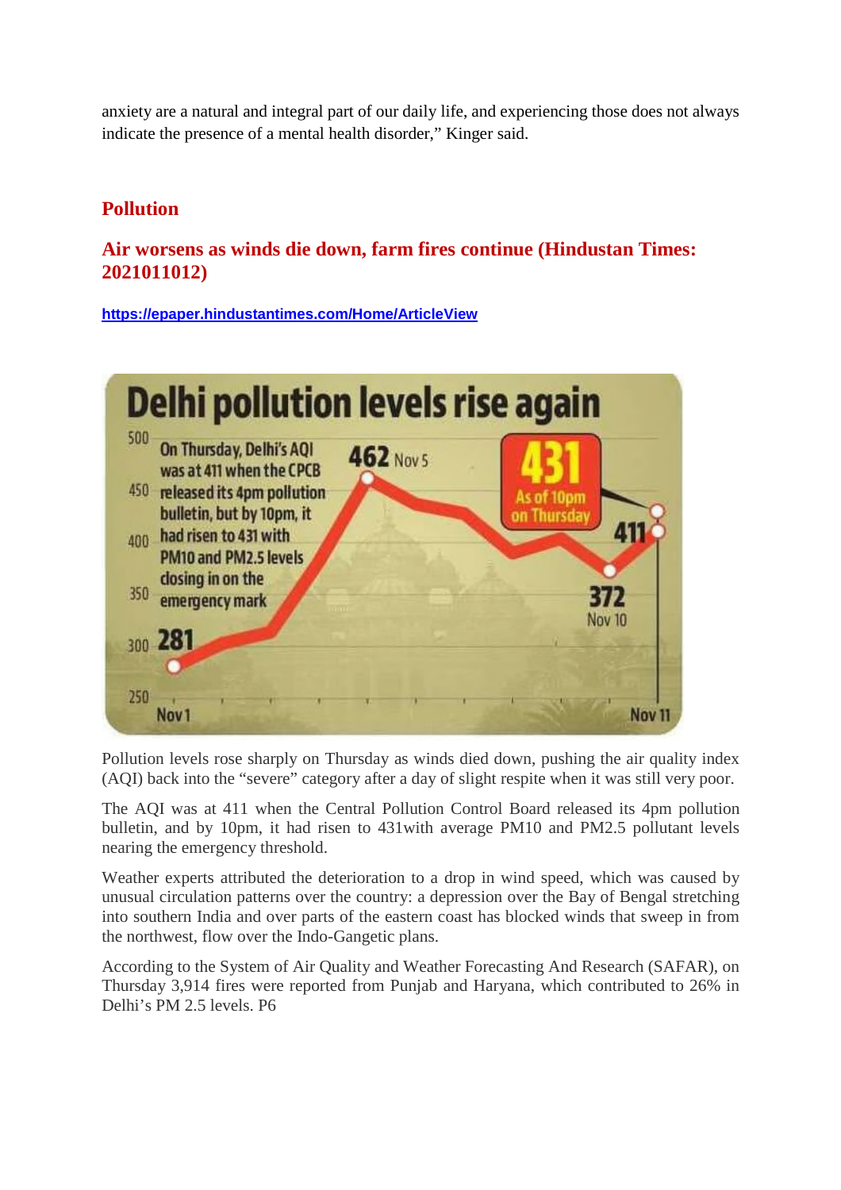anxiety are a natural and integral part of our daily life, and experiencing those does not always indicate the presence of a mental health disorder," Kinger said.

## Pollution

### Air worsens as winds die down, farm fires continue (Hindustan Times: 2021011012)

https://epaper.hindustantimes.com/Home/ArticleView

Delhi pollution levels rise again

On Thursday, Delhi's AQI was at 411 when the CPCB released its 4pm pollution bulletin, but by 10pm, it had risen to 431 with PM10 and PM2.5 levels closing in on the emergency mark

Pollution levels rose sharply on Thursday as winds died down, pushing the air quality index (AQI) back into the "severe" category after a day of slight respite when it was still very poor.

The AQI was at 411 when the Central Pollution Control Board released its 4pm pollution bulletin, and by 10pm, it had risen to 431with average PM10 and PM2.5 pollutant levels nearing the emergency threshold.

Weather experts attributed the deterioration to a drop in wind speed, which was caused by unusual circulation patterns over the country: a depression over the Bay of Bengal stretching into southern India and over parts of the eastern coast has blocked winds that sweep in from the northwest, flow over the Indo-Gangetic plans.

According to the System of Air Quality and Weather Forecasting And Research (SAFAR), on Thursday 3,914 fires were reported from Punjab and Haryana, which contributed to 26% in Delhi's PM 2.5 levels. P6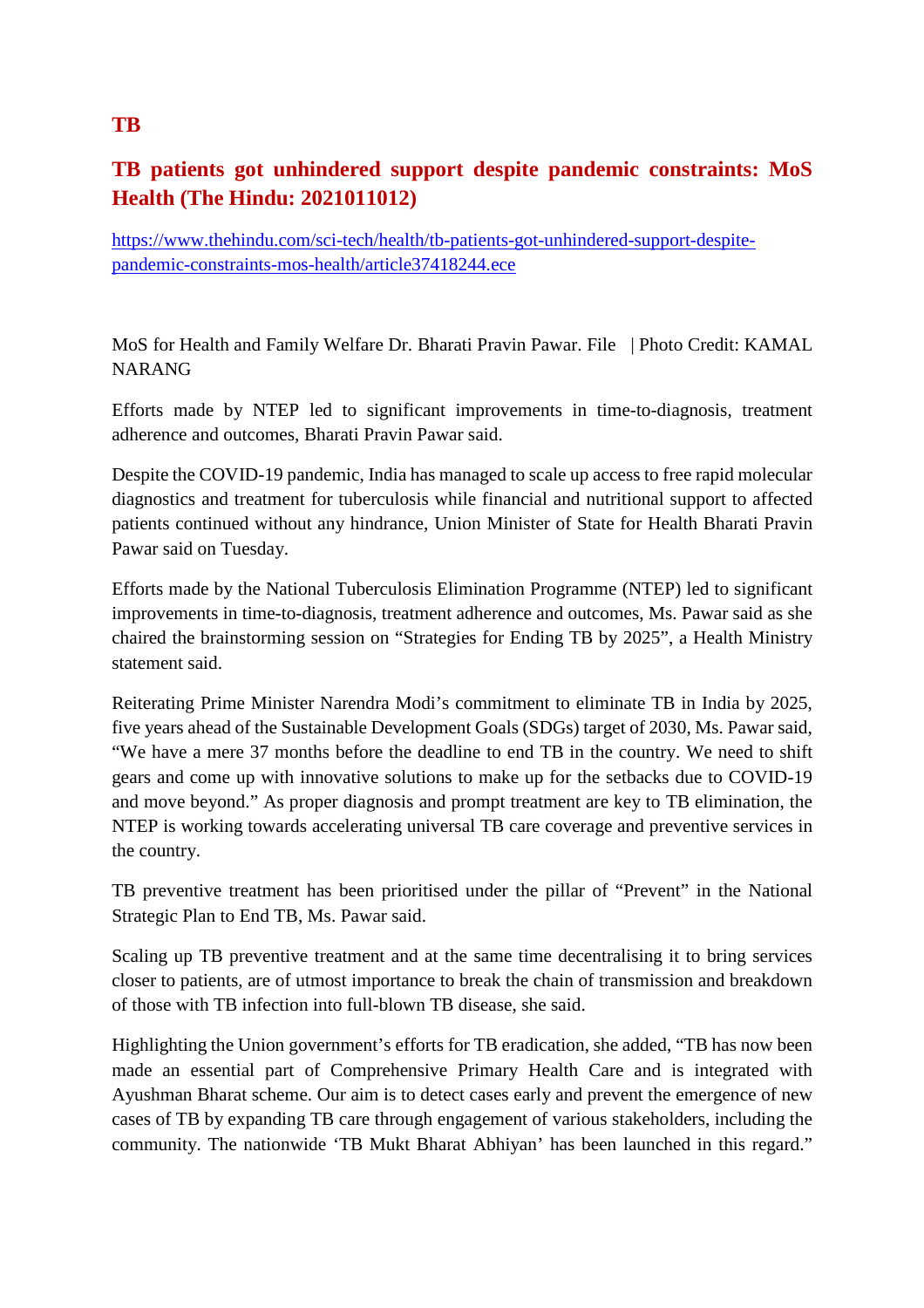## TB

## TB patients got unhindered support despite pandemic constraints: MoS Health (The Hindu: 2021011012)

[https://www.thehindu.com/sci-tech/health/tb-patients-got-unhindered-support-despite-pandemic-constraints-mos-health/article37418244.ece](https://www.thehindu.com/sci-tech/health/tb-patients-got-unhindered-support-despite-pandemic-constraints-mos-health/article37418244.ece)

MoS for Health and Family Welfare Dr. Bharati Pravin Pawar. File | Photo Credit: KAMAL NARANG

Efforts made by NTEP led to significant improvements in time-to-diagnosis, treatment adherence and outcomes, Bharati Pravin Pawar said.

Despite the COVID-19 pandemic, India has managed to scale up access to free rapid molecular diagnostics and treatment for tuberculosis while financial and nutritional support to affected patients continued without any hindrance, Union Minister of State for Health Bharati Pravin Pawar said on Tuesday.

Efforts made by the National Tuberculosis Elimination Programme (NTEP) led to significant improvements in time-to-diagnosis, treatment adherence and outcomes, Ms. Pawar said as she chaired the brainstorming session on "Strategies for Ending TB by 2025", a Health Ministry statement said.

Reiterating Prime Minister Narendra Modi's commitment to eliminate TB in India by 2025, five years ahead of the Sustainable Development Goals (SDGs) target of 2030, Ms. Pawar said, "We have a mere 37 months before the deadline to end TB in the country. We need to shift gears and come up with innovative solutions to make up for the setbacks due to COVID-19 and move beyond." As proper diagnosis and prompt treatment are key to TB elimination, the NTEP is working towards accelerating universal TB care coverage and preventive services in the country.

TB preventive treatment has been prioritised under the pillar of "Prevent" in the National Strategic Plan to End TB, Ms. Pawar said.

Scaling up TB preventive treatment and at the same time decentralising it to bring services closer to patients, are of utmost importance to break the chain of transmission and breakdown of those with TB infection into full-blown TB disease, she said.

Highlighting the Union government's efforts for TB eradication, she added, "TB has now been made an essential part of Comprehensive Primary Health Care and is integrated with Ayushman Bharat scheme. Our aim is to detect cases early and prevent the emergence of new cases of TB by expanding TB care through engagement of various stakeholders, including the community. The nationwide 'TB Mukt Bharat Abhiyan' has been launched in this regard."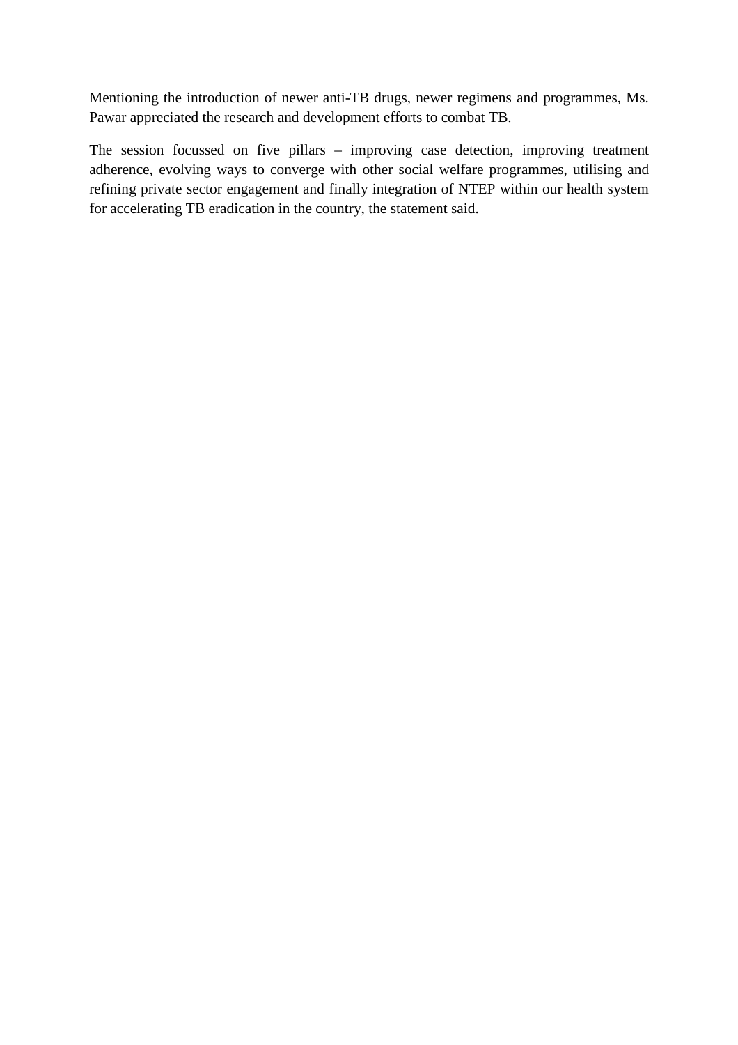Mentioning the introduction of newer anti-TB drugs, newer regimens and programmes, Ms. Pawar appreciated the research and development efforts to combat TB.

The session focussed on five pillars – improving case detection, improving treatment adherence, evolving ways to converge with other social welfare programmes, utilising and refining private sector engagement and finally integration of NTEP within our health system for accelerating TB eradication in the country, the statement said.